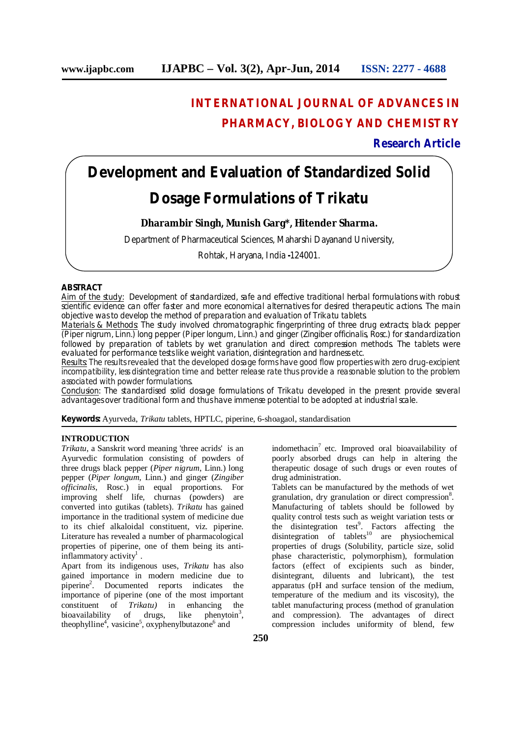**INTERNATIONAL JOURNAL OF ADVANCES IN PHARMACY, BIOLOGY AND CHEMISTRY**

**Research Article**

# Development and Evaluation of Standardized Solid Dosage Formulations of Trikatu

**Dharambir Singh, Munish Garg\*, Hitender Sharma.**

Department of Pharmaceutical Sciences, Maharshi Dayanand University, Rohtak, Haryana, India -124001.

## ABSTRACT

Aim of the study: Development of standardized, safe and effective traditional herbal formulations with robust scientific evidence can offer faster and more economical alternatives for desired therapeutic actions. The main objective was to develop the method of preparation and evaluation of Trikatu tablets.

Materials & Methods: The study involved chromatographic fingerprinting of three drug extracts; black pepper (Piper nigrum, Linn.) long pepper (Piper longum, Linn.) and ginger (Zingiber officinalis, Rosc.) for standardization followed by preparation of tablets by wet granulation and direct compression methods. The tablets were evaluated for performance tests like weight variation, disintegration and hardness etc.

Results: The results revealed that the developed dosage forms have good flow properties with zero drug-excipient incompatibility, less disintegration time and better release rate thus provide a reasonable solution to the problem associated with powder formulations.

Conclusion: The standardised solid dosage formulations of Trikatu developed in the present provide several advantages over traditional form and thus have immense potential to be adopted at industrial scale.

**Keywords:** Ayurveda, *Trikatu* tablets, HPTLC, piperine, 6-shoagaol, standardisation

## INTRODUCTION

*Trikatu*, a Sanskrit word meaning 'three acrids' is an Ayurvedic formulation consisting of powders of three drugs black pepper (*Piper nigrum*, Linn.) long pepper (*Piper longum*, Linn.) and ginger (*Zingiber officinalis*, Rosc.) in equal proportions. For improving shelf life, churnas (powders) are converted into gutikas (tablets). *Trikatu* has gained importance in the traditional system of medicine due to its chief alkaloidal constituent, viz. piperine. Literature has revealed a number of pharmacological properties of piperine, one of them being its anti-inflammatory activity[1].

Apart from its indigenous uses, *Trikatu* has also gained importance in modern medicine due to piperine[2]. Documented reports indicates the importance of piperine (one of the most important constituent of *Trikatu)* in enhancing the bioavailability of drugs, like phenytoin[3], theophylline[4], vasicine[5], oxyphenylbutazone[6] and indomethacin[7] etc. Improved oral bioavailability of poorly absorbed drugs can help in altering the therapeutic dosage of such drugs or even routes of drug administration.

Tablets can be manufactured by the methods of wet granulation, dry granulation or direct compression[8]. Manufacturing of tablets should be followed by quality control tests such as weight variation tests or the disintegration test[9]. Factors affecting the disintegration of tablets[10] are physiochemical properties of drugs (Solubility, particle size, solid phase characteristic, polymorphism), formulation factors (effect of excipients such as binder, disintegrant, diluents and lubricant), the test apparatus (pH and surface tension of the medium, temperature of the medium and its viscosity), the tablet manufacturing process (method of granulation and compression). The advantages of direct compression includes uniformity of blend, few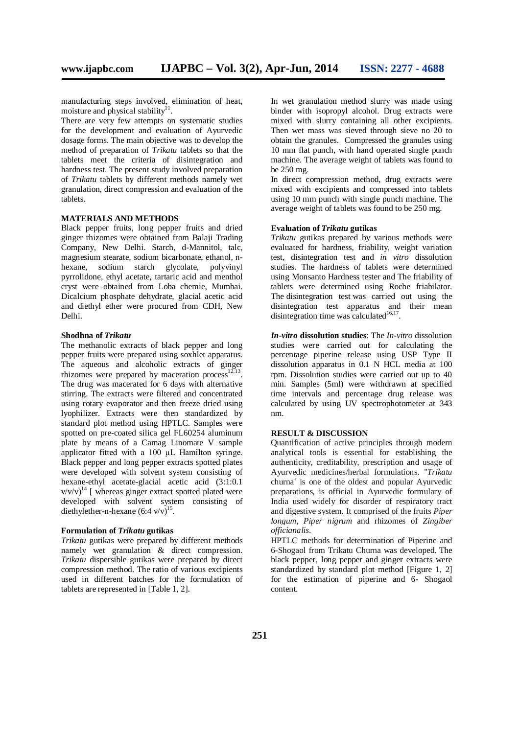manufacturing steps involved, elimination of heat, moisture and physical stability[11].

There are very few attempts on systematic studies for the development and evaluation of Ayurvedic dosage forms. The main objective was to develop the method of preparation of *Trikatu* tablets so that the tablets meet the criteria of disintegration and hardness test. The present study involved preparation of *Trikatu* tablets by different methods namely wet granulation, direct compression and evaluation of the tablets.

## MATERIALS AND METHODS

Black pepper fruits, long pepper fruits and dried ginger rhizomes were obtained from Balaji Trading Company, New Delhi. Starch, d-Mannitol, talc, magnesium stearate, sodium bicarbonate, ethanol, n-hexane, sodium starch glycolate, polyvinyl pyrrolidone, ethyl acetate, tartaric acid and menthol cryst were obtained from Loba chemie, Mumbai. Dicalcium phosphate dehydrate, glacial acetic acid and diethyl ether were procured from CDH, New Delhi.

### Shodhna of *Trikatu*

The methanolic extracts of black pepper and long pepper fruits were prepared using soxhlet apparatus. The aqueous and alcoholic extracts of ginger rhizomes were prepared by maceration process[12,13]. The drug was macerated for 6 days with alternative stirring. The extracts were filtered and concentrated using rotary evaporator and then freeze dried using lyophilizer. Extracts were then standardized by standard plot method using HPTLC. Samples were spotted on pre-coated silica gel FL60254 aluminum plate by means of a Camag Linomate V sample applicator fitted with a 100 µL Hamilton syringe. Black pepper and long pepper extracts spotted plates were developed with solvent system consisting of hexane-ethyl acetate-glacial acetic acid (3:1:0.1 v/v/v)[14] [ whereas ginger extract spotted plated were developed with solvent system consisting of diethylether-n-hexane (6:4 v/v)[15].

### Formulation of *Trikatu* gutikas

*Trikatu* gutikas were prepared by different methods namely wet granulation & direct compression. *Trikatu* dispersible gutikas were prepared by direct compression method. The ratio of various excipients used in different batches for the formulation of tablets are represented in [Table 1, 2].

In wet granulation method slurry was made using binder with isopropyl alcohol. Drug extracts were mixed with slurry containing all other excipients. Then wet mass was sieved through sieve no 20 to obtain the granules. Compressed the granules using 10 mm flat punch, with hand operated single punch machine. The average weight of tablets was found to be 250 mg.

In direct compression method, drug extracts were mixed with excipients and compressed into tablets using 10 mm punch with single punch machine. The average weight of tablets was found to be 250 mg.

### Evaluation of *Trikatu* gutikas

*Trikatu* gutikas prepared by various methods were evaluated for hardness, friability, weight variation test, disintegration test and *in vitro* dissolution studies. The hardness of tablets were determined using Monsanto Hardness tester and The friability of tablets were determined using Roche friabilator. The disintegration test was carried out using the disintegration test apparatus and their mean disintegration time was calculated[16,17].

***In-vitro* dissolution studies**: The *In-vitro* dissolution studies were carried out for calculating the percentage piperine release using USP Type II dissolution apparatus in 0.1 N HCL media at 100 rpm. Dissolution studies were carried out up to 40 min. Samples (5ml) were withdrawn at specified time intervals and percentage drug release was calculated by using UV spectrophotometer at 343 nm.

## RESULT & DISCUSSION

Quantification of active principles through modern analytical tools is essential for establishing the authenticity, creditability, prescription and usage of Ayurvedic medicines/herbal formulations. "*Trikatu* churna´ is one of the oldest and popular Ayurvedic preparations, is official in Ayurvedic formulary of India used widely for disorder of respiratory tract and digestive system. It comprised of the fruits *Piper longum*, *Piper nigrum* and rhizomes of *Zingiber officianalis*.

HPTLC methods for determination of Piperine and 6-Shogaol from Trikatu Churna was developed. The black pepper, long pepper and ginger extracts were standardized by standard plot method [Figure 1, 2] for the estimation of piperine and 6- Shogaol content.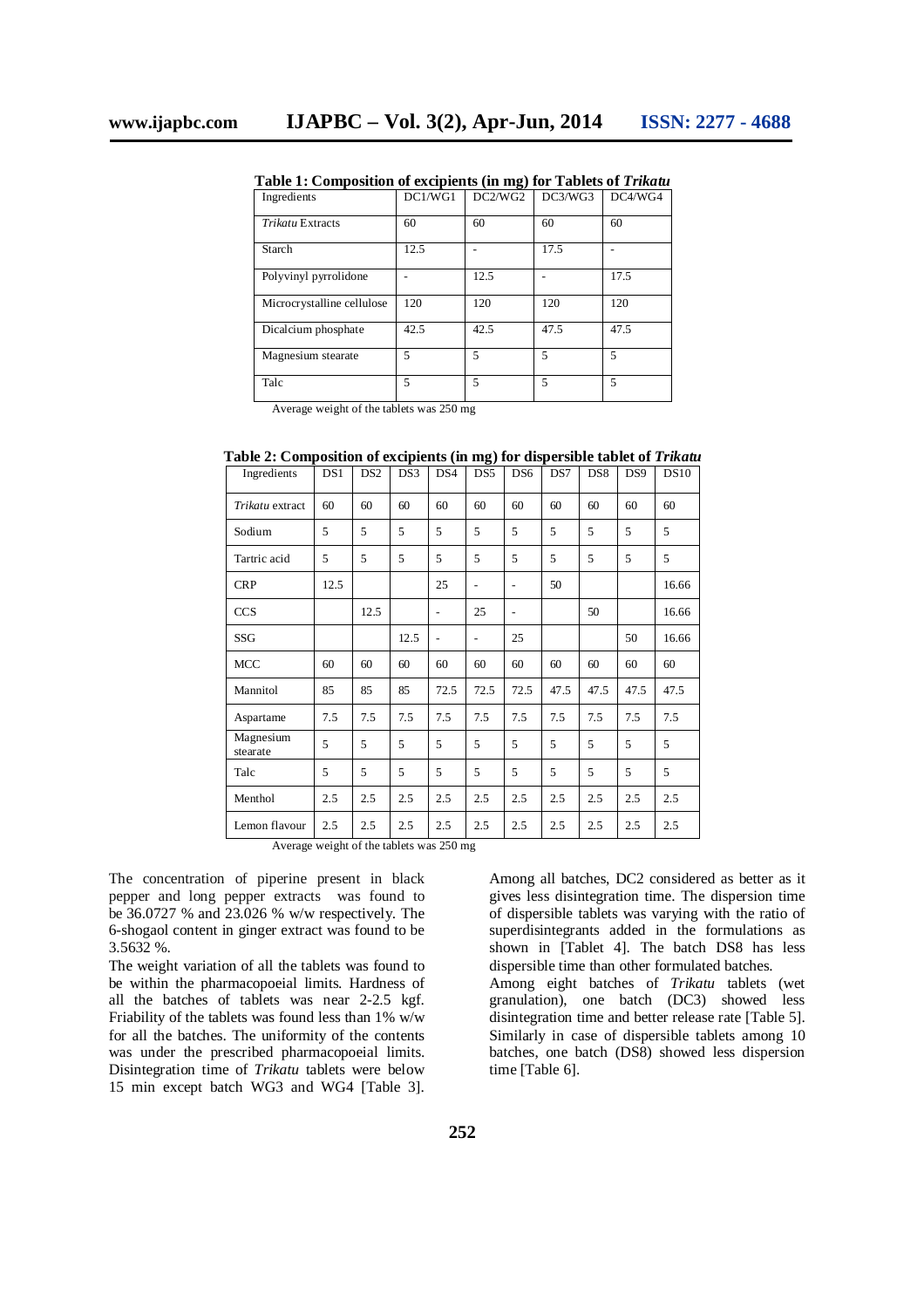**Table 1: Composition of excipients (in mg) for Tablets of *Trikatu***

| Ingredients | DC1/WG1 | DC2/WG2 | DC3/WG3 | DC4/WG4 |
|---|---|---|---|---|
| *Trikatu* Extracts | 60 | 60 | 60 | 60 |
| Starch | 12.5 | - | 17.5 | - |
| Polyvinyl pyrrolidone | - | 12.5 | - | 17.5 |
| Microcrystalline cellulose | 120 | 120 | 120 | 120 |
| Dicalcium phosphate | 42.5 | 42.5 | 47.5 | 47.5 |
| Magnesium stearate | 5 | 5 | 5 | 5 |
| Talc | 5 | 5 | 5 | 5 |

Average weight of the tablets was 250 mg

**Table 2: Composition of excipients (in mg) for dispersible tablet of *Trikatu***

| Ingredients | DS1 | DS2 | DS3 | DS4 | DS5 | DS6 | DS7 | DS8 | DS9 | DS10 |
|---|---|---|---|---|---|---|---|---|---|---|
| *Trikatu* extract | 60 | 60 | 60 | 60 | 60 | 60 | 60 | 60 | 60 | 60 |
| Sodium | 5 | 5 | 5 | 5 | 5 | 5 | 5 | 5 | 5 | 5 |
| Tartric acid | 5 | 5 | 5 | 5 | 5 | 5 | 5 | 5 | 5 | 5 |
| CRP | 12.5 | | | 25 | - | - | 50 | | | 16.66 |
| CCS | | 12.5 | | - | 25 | - | | 50 | | 16.66 |
| SSG | | | 12.5 | - | - | 25 | | | 50 | 16.66 |
| MCC | 60 | 60 | 60 | 60 | 60 | 60 | 60 | 60 | 60 | 60 |
| Mannitol | 85 | 85 | 85 | 72.5 | 72.5 | 72.5 | 47.5 | 47.5 | 47.5 | 47.5 |
| Aspartame | 7.5 | 7.5 | 7.5 | 7.5 | 7.5 | 7.5 | 7.5 | 7.5 | 7.5 | 7.5 |
| Magnesium stearate | 5 | 5 | 5 | 5 | 5 | 5 | 5 | 5 | 5 | 5 |
| Talc | 5 | 5 | 5 | 5 | 5 | 5 | 5 | 5 | 5 | 5 |
| Menthol | 2.5 | 2.5 | 2.5 | 2.5 | 2.5 | 2.5 | 2.5 | 2.5 | 2.5 | 2.5 |
| Lemon flavour | 2.5 | 2.5 | 2.5 | 2.5 | 2.5 | 2.5 | 2.5 | 2.5 | 2.5 | 2.5 |

Average weight of the tablets was 250 mg

The concentration of piperine present in black pepper and long pepper extracts was found to be 36.0727 % and 23.026 % w/w respectively. The 6-shogaol content in ginger extract was found to be 3.5632 %.

The weight variation of all the tablets was found to be within the pharmacopoeial limits. Hardness of all the batches of tablets was near 2-2.5 kgf. Friability of the tablets was found less than 1% w/w for all the batches. The uniformity of the contents was under the prescribed pharmacopoeial limits. Disintegration time of *Trikatu* tablets were below 15 min except batch WG3 and WG4 [Table 3]. Among all batches, DC2 considered as better as it gives less disintegration time. The dispersion time of dispersible tablets was varying with the ratio of superdisintegrants added in the formulations as shown in [Tablet 4]. The batch DS8 has less dispersible time than other formulated batches.

Among eight batches of *Trikatu* tablets (wet granulation), one batch (DC3) showed less disintegration time and better release rate [Table 5]. Similarly in case of dispersible tablets among 10 batches, one batch (DS8) showed less dispersion time [Table 6].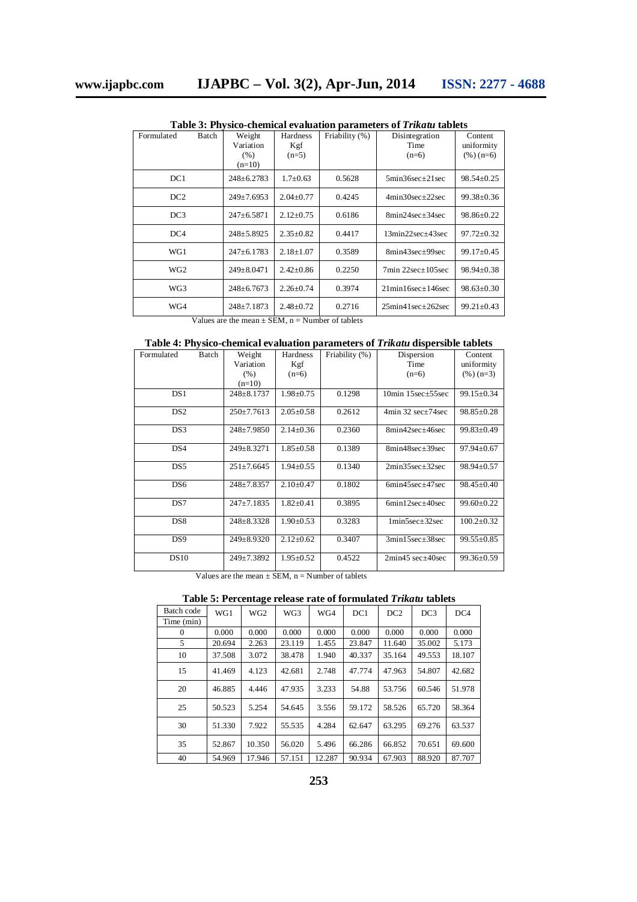**Table 3: Physico-chemical evaluation parameters of *Trikatu* tablets**

| Formulated Batch | Weight Variation (%) (n=10) | Hardness Kgf (n=5) | Friability (%) | Disintegration Time (n=6) | Content uniformity (%) (n=6) |
|---|---|---|---|---|---|
| DC1 | 248±6.2783 | 1.7±0.63 | 0.5628 | 5min36sec±21sec | 98.54±0.25 |
| DC2 | 249±7.6953 | 2.04±0.77 | 0.4245 | 4min30sec±22sec | 99.38±0.36 |
| DC3 | 247±6.5871 | 2.12±0.75 | 0.6186 | 8min24sec±34sec | 98.86±0.22 |
| DC4 | 248±5.8925 | 2.35±0.82 | 0.4417 | 13min22sec±43sec | 97.72±0.32 |
| WG1 | 247±6.1783 | 2.18±1.07 | 0.3589 | 8min43sec±99sec | 99.17±0.45 |
| WG2 | 249±8.0471 | 2.42±0.86 | 0.2250 | 7min 22sec±105sec | 98.94±0.38 |
| WG3 | 248±6.7673 | 2.26±0.74 | 0.3974 | 21min16sec±146sec | 98.63±0.30 |
| WG4 | 248±7.1873 | 2.48±0.72 | 0.2716 | 25min41sec±262sec | 99.21±0.43 |

Values are the mean ± SEM, n = Number of tablets

**Table 4: Physico-chemical evaluation parameters of *Trikatu* dispersible tablets**

| Formulated Batch | Weight Variation (%) (n=10) | Hardness Kgf (n=6) | Friability (%) | Dispersion Time (n=6) | Content uniformity (%) (n=3) |
|---|---|---|---|---|---|
| DS1 | 248±8.1737 | 1.98±0.75 | 0.1298 | 10min 15sec±55sec | 99.15±0.34 |
| DS2 | 250±7.7613 | 2.05±0.58 | 0.2612 | 4min 32 sec±74sec | 98.85±0.28 |
| DS3 | 248±7.9850 | 2.14±0.36 | 0.2360 | 8min42sec±46sec | 99.83±0.49 |
| DS4 | 249±8.3271 | 1.85±0.58 | 0.1389 | 8min48sec±39sec | 97.94±0.67 |
| DS5 | 251±7.6645 | 1.94±0.55 | 0.1340 | 2min35sec±32sec | 98.94±0.57 |
| DS6 | 248±7.8357 | 2.10±0.47 | 0.1802 | 6min45sec±47sec | 98.45±0.40 |
| DS7 | 247±7.1835 | 1.82±0.41 | 0.3895 | 6min12sec±40sec | 99.60±0.22 |
| DS8 | 248±8.3328 | 1.90±0.53 | 0.3283 | 1min5sec±32sec | 100.2±0.32 |
| DS9 | 249±8.9320 | 2.12±0.62 | 0.3407 | 3min15sec±38sec | 99.55±0.85 |
| DS10 | 249±7.3892 | 1.95±0.52 | 0.4522 | 2min45 sec±40sec | 99.36±0.59 |

Values are the mean ± SEM, n = Number of tablets

**Table 5: Percentage release rate of formulated *Trikatu* tablets**

| Batch code / Time (min) | WG1 | WG2 | WG3 | WG4 | DC1 | DC2 | DC3 | DC4 |
|---|---|---|---|---|---|---|---|---|
| 0 | 0.000 | 0.000 | 0.000 | 0.000 | 0.000 | 0.000 | 0.000 | 0.000 |
| 5 | 20.694 | 2.263 | 23.119 | 1.455 | 23.847 | 11.640 | 35.002 | 5.173 |
| 10 | 37.508 | 3.072 | 38.478 | 1.940 | 40.337 | 35.164 | 49.553 | 18.107 |
| 15 | 41.469 | 4.123 | 42.681 | 2.748 | 47.774 | 47.963 | 54.807 | 42.682 |
| 20 | 46.885 | 4.446 | 47.935 | 3.233 | 54.88 | 53.756 | 60.546 | 51.978 |
| 25 | 50.523 | 5.254 | 54.645 | 3.556 | 59.172 | 58.526 | 65.720 | 58.364 |
| 30 | 51.330 | 7.922 | 55.535 | 4.284 | 62.647 | 63.295 | 69.276 | 63.537 |
| 35 | 52.867 | 10.350 | 56.020 | 5.496 | 66.286 | 66.852 | 70.651 | 69.600 |
| 40 | 54.969 | 17.946 | 57.151 | 12.287 | 90.934 | 67.903 | 88.920 | 87.707 |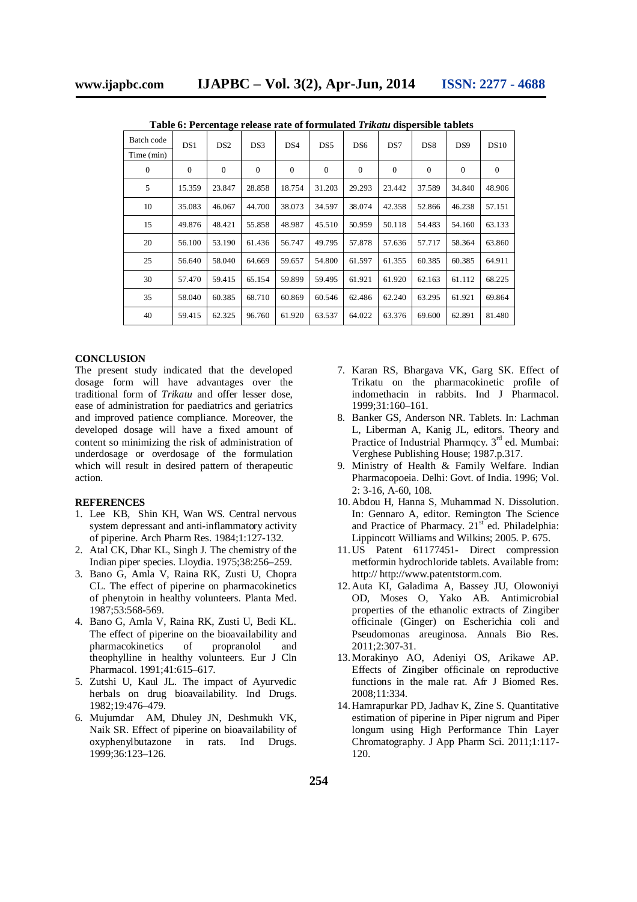**Table 6: Percentage release rate of formulated *Trikatu* dispersible tablets**

| Batch code / Time (min) | DS1 | DS2 | DS3 | DS4 | DS5 | DS6 | DS7 | DS8 | DS9 | DS10 |
|---|---|---|---|---|---|---|---|---|---|---|
| 0 | 0 | 0 | 0 | 0 | 0 | 0 | 0 | 0 | 0 | 0 |
| 5 | 15.359 | 23.847 | 28.858 | 18.754 | 31.203 | 29.293 | 23.442 | 37.589 | 34.840 | 48.906 |
| 10 | 35.083 | 46.067 | 44.700 | 38.073 | 34.597 | 38.074 | 42.358 | 52.866 | 46.238 | 57.151 |
| 15 | 49.876 | 48.421 | 55.858 | 48.987 | 45.510 | 50.959 | 50.118 | 54.483 | 54.160 | 63.133 |
| 20 | 56.100 | 53.190 | 61.436 | 56.747 | 49.795 | 57.878 | 57.636 | 57.717 | 58.364 | 63.860 |
| 25 | 56.640 | 58.040 | 64.669 | 59.657 | 54.800 | 61.597 | 61.355 | 60.385 | 60.385 | 64.911 |
| 30 | 57.470 | 59.415 | 65.154 | 59.899 | 59.495 | 61.921 | 61.920 | 62.163 | 61.112 | 68.225 |
| 35 | 58.040 | 60.385 | 68.710 | 60.869 | 60.546 | 62.486 | 62.240 | 63.295 | 61.921 | 69.864 |
| 40 | 59.415 | 62.325 | 96.760 | 61.920 | 63.537 | 64.022 | 63.376 | 69.600 | 62.891 | 81.480 |

## CONCLUSION

The present study indicated that the developed dosage form will have advantages over the traditional form of *Trikatu* and offer lesser dose, ease of administration for paediatrics and geriatrics and improved patience compliance. Moreover, the developed dosage will have a fixed amount of content so minimizing the risk of administration of underdosage or overdosage of the formulation which will result in desired pattern of therapeutic action.

## REFERENCES

1. Lee KB, Shin KH, Wan WS. Central nervous system depressant and anti-inflammatory activity of piperine. Arch Pharm Res. 1984;1:127-132.
2. Atal CK, Dhar KL, Singh J. The chemistry of the Indian piper species. Lloydia. 1975;38:256–259.
3. Bano G, Amla V, Raina RK, Zusti U, Chopra CL. The effect of piperine on pharmacokinetics of phenytoin in healthy volunteers. Planta Med. 1987;53:568-569.
4. Bano G, Amla V, Raina RK, Zusti U, Bedi KL. The effect of piperine on the bioavailability and pharmacokinetics of propranolol and theophylline in healthy volunteers. Eur J Cln Pharmacol. 1991;41:615–617.
5. Zutshi U, Kaul JL. The impact of Ayurvedic herbals on drug bioavailability. Ind Drugs. 1982;19:476–479.
6. Mujumdar AM, Dhuley JN, Deshmukh VK, Naik SR. Effect of piperine on bioavailability of oxyphenylbutazone in rats. Ind Drugs. 1999;36:123–126.
7. Karan RS, Bhargava VK, Garg SK. Effect of Trikatu on the pharmacokinetic profile of indomethacin in rabbits. Ind J Pharmacol. 1999;31:160–161.
8. Banker GS, Anderson NR. Tablets. In: Lachman L, Liberman A, Kanig JL, editors. Theory and Practice of Industrial Pharmqcy. 3rd ed. Mumbai: Verghese Publishing House; 1987.p.317.
9. Ministry of Health & Family Welfare. Indian Pharmacopoeia. Delhi: Govt. of India. 1996; Vol. 2: 3-16, A-60, 108.
10. Abdou H, Hanna S, Muhammad N. Dissolution. In: Gennaro A, editor. Remington The Science and Practice of Pharmacy. 21st ed. Philadelphia: Lippincott Williams and Wilkins; 2005. P. 675.
11. US Patent 61177451- Direct compression metformin hydrochloride tablets. Available from: http:// http://www.patentstorm.com.
12. Auta KI, Galadima A, Bassey JU, Olowoniyi OD, Moses O, Yako AB. Antimicrobial properties of the ethanolic extracts of Zingiber officinale (Ginger) on Escherichia coli and Pseudomonas areuginosa. Annals Bio Res. 2011;2:307-31.
13. Morakinyo AO, Adeniyi OS, Arikawe AP. Effects of Zingiber officinale on reproductive functions in the male rat. Afr J Biomed Res. 2008;11:334.
14. Hamrapurkar PD, Jadhav K, Zine S. Quantitative estimation of piperine in Piper nigrum and Piper longum using High Performance Thin Layer Chromatography. J App Pharm Sci. 2011;1:117-120.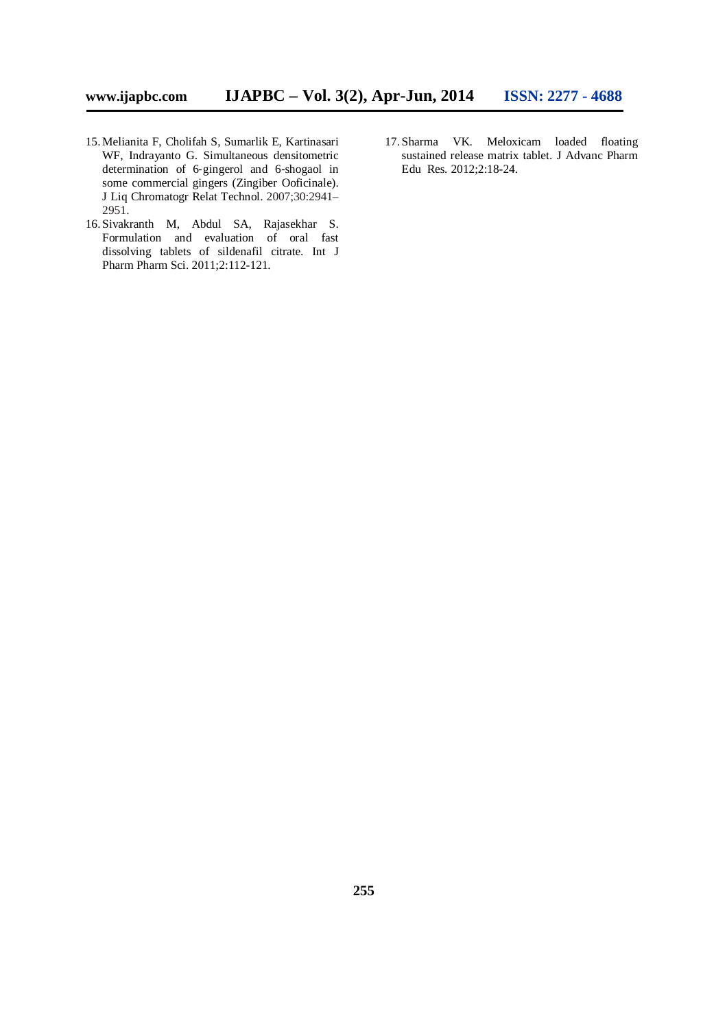15. Melianita F, Cholifah S, Sumarlik E, Kartinasari WF, Indrayanto G. Simultaneous densitometric determination of 6-gingerol and 6-shogaol in some commercial gingers (Zingiber Ooficinale). J Liq Chromatogr Relat Technol. 2007;30:2941–2951.
16. Sivakranth M, Abdul SA, Rajasekhar S. Formulation and evaluation of oral fast dissolving tablets of sildenafil citrate. Int J Pharm Pharm Sci. 2011;2:112-121.
17. Sharma VK. Meloxicam loaded floating sustained release matrix tablet. J Advanc Pharm Edu Res. 2012;2:18-24.